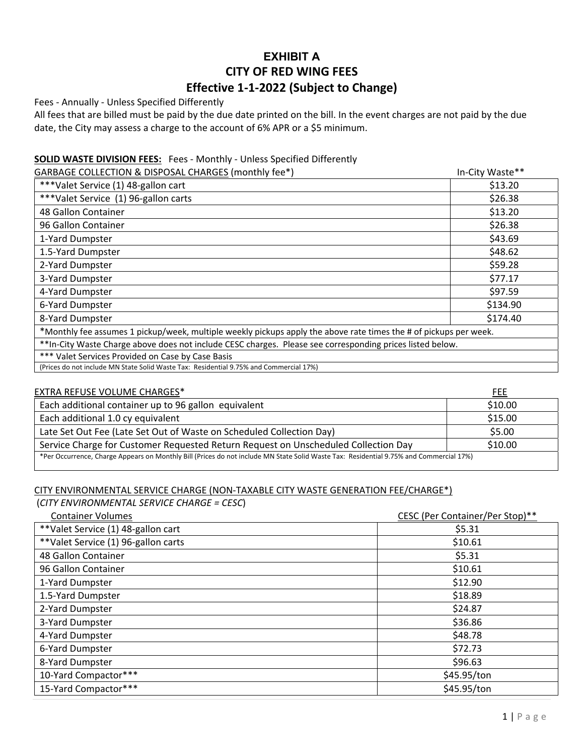# EXHIBIT A
# CITY OF RED WING FEES
## Effective 1-1-2022 (Subject to Change)

Fees - Annually - Unless Specified Differently

All fees that are billed must be paid by the due date printed on the bill. In the event charges are not paid by the due date, the City may assess a charge to the account of 6% APR or a $5 minimum.

**SOLID WASTE DIVISION FEES:** Fees - Monthly - Unless Specified Differently

| GARBAGE COLLECTION & DISPOSAL CHARGES (monthly fee*) | In-City Waste** |
|---|---|
| ***Valet Service (1) 48-gallon cart | $13.20 |
| ***Valet Service (1) 96-gallon carts | $26.38 |
| 48 Gallon Container | $13.20 |
| 96 Gallon Container | $26.38 |
| 1-Yard Dumpster | $43.69 |
| 1.5-Yard Dumpster | $48.62 |
| 2-Yard Dumpster | $59.28 |
| 3-Yard Dumpster | $77.17 |
| 4-Yard Dumpster | $97.59 |
| 6-Yard Dumpster | $134.90 |
| 8-Yard Dumpster | $174.40 |
| *Monthly fee assumes 1 pickup/week, multiple weekly pickups apply the above rate times the # of pickups per week. | |
| **In-City Waste Charge above does not include CESC charges. Please see corresponding prices listed below. | |
| *** Valet Services Provided on Case by Case Basis | |
| (Prices do not include MN State Solid Waste Tax: Residential 9.75% and Commercial 17%) | |

| EXTRA REFUSE VOLUME CHARGES* | FEE |
|---|---|
| Each additional container up to 96 gallon equivalent | $10.00 |
| Each additional 1.0 cy equivalent | $15.00 |
| Late Set Out Fee (Late Set Out of Waste on Scheduled Collection Day) | $5.00 |
| Service Charge for Customer Requested Return Request on Unscheduled Collection Day | $10.00 |
| *Per Occurrence, Charge Appears on Monthly Bill (Prices do not include MN State Solid Waste Tax: Residential 9.75% and Commercial 17%) | |

CITY ENVIRONMENTAL SERVICE CHARGE (NON-TAXABLE CITY WASTE GENERATION FEE/CHARGE*)

(*CITY ENVIRONMENTAL SERVICE CHARGE = CESC*)

| Container Volumes | CESC (Per Container/Per Stop)** |
|---|---|
| **Valet Service (1) 48-gallon cart | $5.31 |
| **Valet Service (1) 96-gallon carts | $10.61 |
| 48 Gallon Container | $5.31 |
| 96 Gallon Container | $10.61 |
| 1-Yard Dumpster | $12.90 |
| 1.5-Yard Dumpster | $18.89 |
| 2-Yard Dumpster | $24.87 |
| 3-Yard Dumpster | $36.86 |
| 4-Yard Dumpster | $48.78 |
| 6-Yard Dumpster | $72.73 |
| 8-Yard Dumpster | $96.63 |
| 10-Yard Compactor*** | $45.95/ton |
| 15-Yard Compactor*** | $45.95/ton |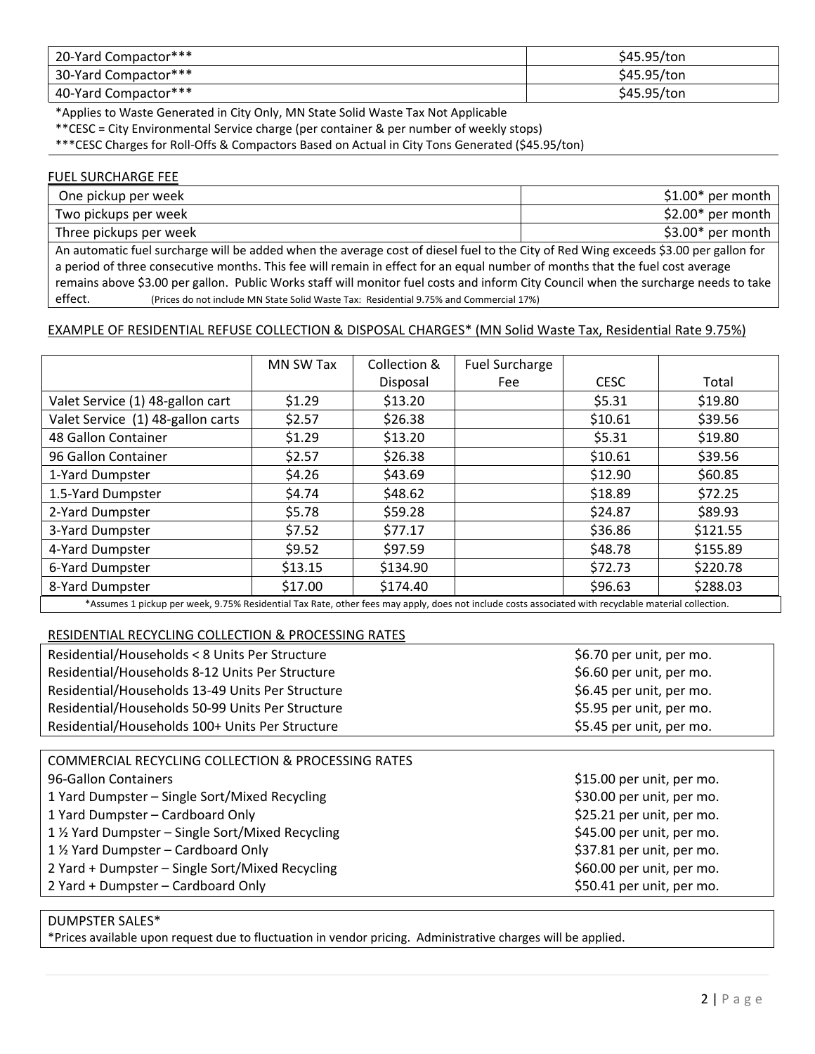| 20-Yard Compactor*** | $45.95/ton |
|---|---|
| 30-Yard Compactor*** | $45.95/ton |
| 40-Yard Compactor*** | $45.95/ton |

*Applies to Waste Generated in City Only, MN State Solid Waste Tax Not Applicable

**CESC = City Environmental Service charge (per container & per number of weekly stops)

***CESC Charges for Roll-Offs & Compactors Based on Actual in City Tons Generated ($45.95/ton)

## FUEL SURCHARGE FEE

| One pickup per week | $1.00* per month |
|---|---|
| Two pickups per week | $2.00* per month |
| Three pickups per week | $3.00* per month |

An automatic fuel surcharge will be added when the average cost of diesel fuel to the City of Red Wing exceeds $3.00 per gallon for a period of three consecutive months. This fee will remain in effect for an equal number of months that the fuel cost average remains above $3.00 per gallon. Public Works staff will monitor fuel costs and inform City Council when the surcharge needs to take effect. (Prices do not include MN State Solid Waste Tax: Residential 9.75% and Commercial 17%)

## EXAMPLE OF RESIDENTIAL REFUSE COLLECTION & DISPOSAL CHARGES* (MN Solid Waste Tax, Residential Rate 9.75%)

| | MN SW Tax | Collection & Disposal | Fuel Surcharge Fee | CESC | Total |
|---|---|---|---|---|---|
| Valet Service (1) 48-gallon cart | $1.29 | $13.20 | | $5.31 | $19.80 |
| Valet Service (1) 48-gallon carts | $2.57 | $26.38 | | $10.61 | $39.56 |
| 48 Gallon Container | $1.29 | $13.20 | | $5.31 | $19.80 |
| 96 Gallon Container | $2.57 | $26.38 | | $10.61 | $39.56 |
| 1-Yard Dumpster | $4.26 | $43.69 | | $12.90 | $60.85 |
| 1.5-Yard Dumpster | $4.74 | $48.62 | | $18.89 | $72.25 |
| 2-Yard Dumpster | $5.78 | $59.28 | | $24.87 | $89.93 |
| 3-Yard Dumpster | $7.52 | $77.17 | | $36.86 | $121.55 |
| 4-Yard Dumpster | $9.52 | $97.59 | | $48.78 | $155.89 |
| 6-Yard Dumpster | $13.15 | $134.90 | | $72.73 | $220.78 |
| 8-Yard Dumpster | $17.00 | $174.40 | | $96.63 | $288.03 |

*Assumes 1 pickup per week, 9.75% Residential Tax Rate, other fees may apply, does not include costs associated with recyclable material collection.

## RESIDENTIAL RECYCLING COLLECTION & PROCESSING RATES

| Residential/Households < 8 Units Per Structure | $6.70 per unit, per mo. |
|---|---|
| Residential/Households 8-12 Units Per Structure | $6.60 per unit, per mo. |
| Residential/Households 13-49 Units Per Structure | $6.45 per unit, per mo. |
| Residential/Households 50-99 Units Per Structure | $5.95 per unit, per mo. |
| Residential/Households 100+ Units Per Structure | $5.45 per unit, per mo. |

## COMMERCIAL RECYCLING COLLECTION & PROCESSING RATES

| 96-Gallon Containers | $15.00 per unit, per mo. |
|---|---|
| 1 Yard Dumpster – Single Sort/Mixed Recycling | $30.00 per unit, per mo. |
| 1 Yard Dumpster – Cardboard Only | $25.21 per unit, per mo. |
| 1 ½ Yard Dumpster – Single Sort/Mixed Recycling | $45.00 per unit, per mo. |
| 1 ½ Yard Dumpster – Cardboard Only | $37.81 per unit, per mo. |
| 2 Yard + Dumpster – Single Sort/Mixed Recycling | $60.00 per unit, per mo. |
| 2 Yard + Dumpster – Cardboard Only | $50.41 per unit, per mo. |

## DUMPSTER SALES*

*Prices available upon request due to fluctuation in vendor pricing. Administrative charges will be applied.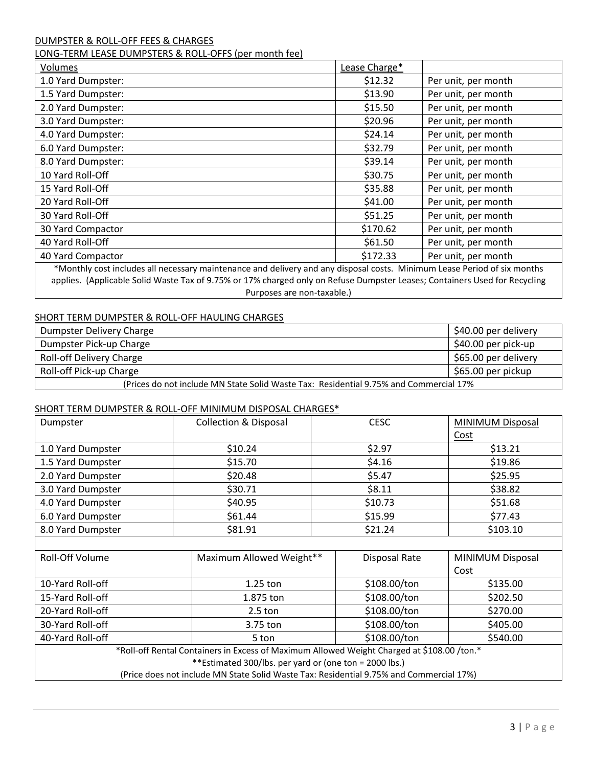DUMPSTER & ROLL-OFF FEES & CHARGES

LONG-TERM LEASE DUMPSTERS & ROLL-OFFS (per month fee)

| Volumes | Lease Charge* | |
|---|---|---|
| 1.0 Yard Dumpster: | $12.32 | Per unit, per month |
| 1.5 Yard Dumpster: | $13.90 | Per unit, per month |
| 2.0 Yard Dumpster: | $15.50 | Per unit, per month |
| 3.0 Yard Dumpster: | $20.96 | Per unit, per month |
| 4.0 Yard Dumpster: | $24.14 | Per unit, per month |
| 6.0 Yard Dumpster: | $32.79 | Per unit, per month |
| 8.0 Yard Dumpster: | $39.14 | Per unit, per month |
| 10 Yard Roll-Off | $30.75 | Per unit, per month |
| 15 Yard Roll-Off | $35.88 | Per unit, per month |
| 20 Yard Roll-Off | $41.00 | Per unit, per month |
| 30 Yard Roll-Off | $51.25 | Per unit, per month |
| 30 Yard Compactor | $170.62 | Per unit, per month |
| 40 Yard Roll-Off | $61.50 | Per unit, per month |
| 40 Yard Compactor | $172.33 | Per unit, per month |

*Monthly cost includes all necessary maintenance and delivery and any disposal costs. Minimum Lease Period of six months applies. (Applicable Solid Waste Tax of 9.75% or 17% charged only on Refuse Dumpster Leases; Containers Used for Recycling Purposes are non-taxable.)

SHORT TERM DUMPSTER & ROLL-OFF HAULING CHARGES

| Charge | Rate |
|---|---|
| Dumpster Delivery Charge | $40.00 per delivery |
| Dumpster Pick-up Charge | $40.00 per pick-up |
| Roll-off Delivery Charge | $65.00 per delivery |
| Roll-off Pick-up Charge | $65.00 per pickup |

(Prices do not include MN State Solid Waste Tax: Residential 9.75% and Commercial 17%

SHORT TERM DUMPSTER & ROLL-OFF MINIMUM DISPOSAL CHARGES*

| Dumpster | Collection & Disposal | CESC | MINIMUM Disposal Cost |
|---|---|---|---|
| 1.0 Yard Dumpster | $10.24 | $2.97 | $13.21 |
| 1.5 Yard Dumpster | $15.70 | $4.16 | $19.86 |
| 2.0 Yard Dumpster | $20.48 | $5.47 | $25.95 |
| 3.0 Yard Dumpster | $30.71 | $8.11 | $38.82 |
| 4.0 Yard Dumpster | $40.95 | $10.73 | $51.68 |
| 6.0 Yard Dumpster | $61.44 | $15.99 | $77.43 |
| 8.0 Yard Dumpster | $81.91 | $21.24 | $103.10 |

| Roll-Off Volume | Maximum Allowed Weight** | Disposal Rate | MINIMUM Disposal Cost |
|---|---|---|---|
| 10-Yard Roll-off | 1.25 ton | $108.00/ton | $135.00 |
| 15-Yard Roll-off | 1.875 ton | $108.00/ton | $202.50 |
| 20-Yard Roll-off | 2.5 ton | $108.00/ton | $270.00 |
| 30-Yard Roll-off | 3.75 ton | $108.00/ton | $405.00 |
| 40-Yard Roll-off | 5 ton | $108.00/ton | $540.00 |

*Roll-off Rental Containers in Excess of Maximum Allowed Weight Charged at $108.00 /ton.*

**Estimated 300/lbs. per yard or (one ton = 2000 lbs.)

(Price does not include MN State Solid Waste Tax: Residential 9.75% and Commercial 17%)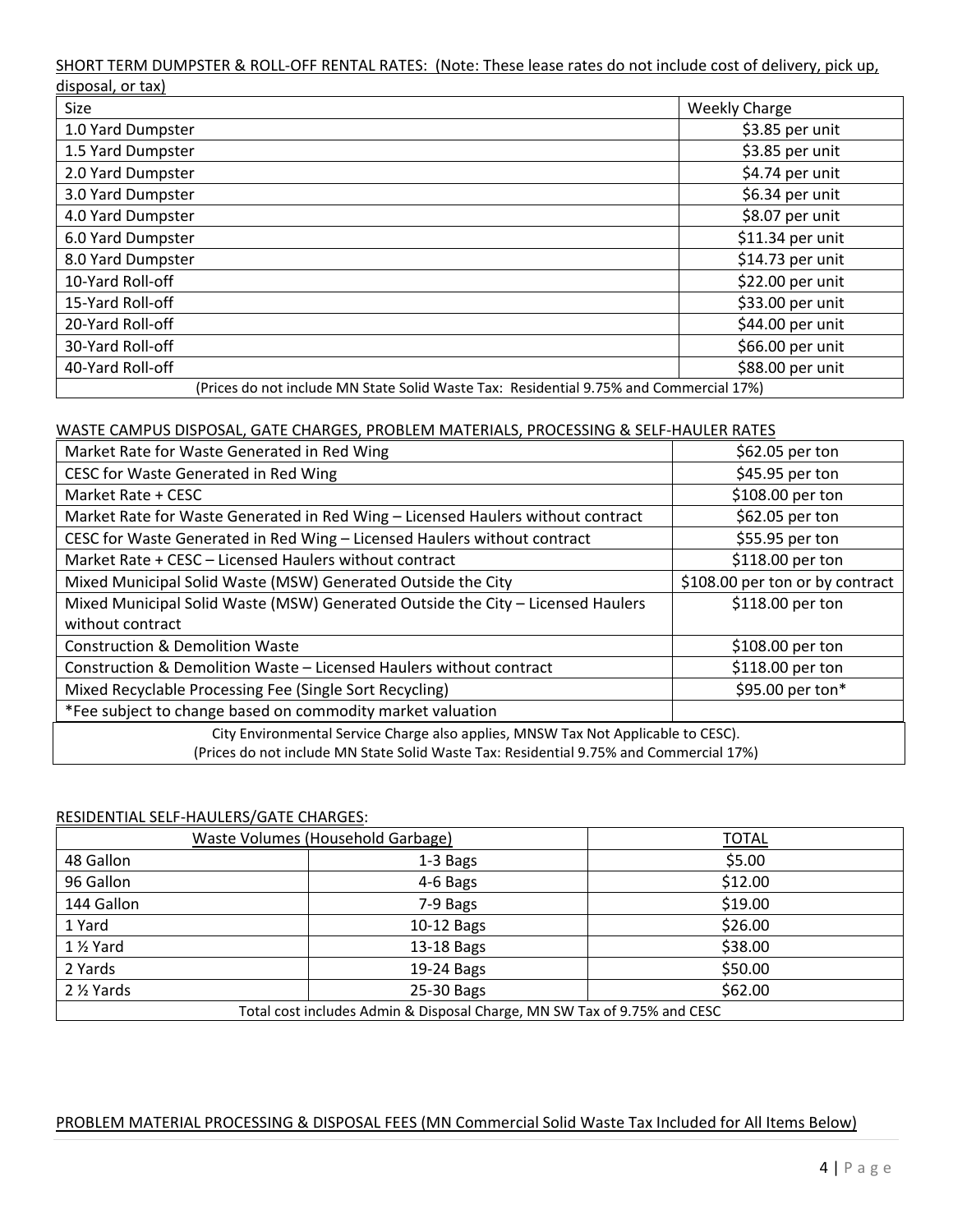SHORT TERM DUMPSTER & ROLL-OFF RENTAL RATES: (Note: These lease rates do not include cost of delivery, pick up, disposal, or tax)

| Size | Weekly Charge |
|---|---|
| 1.0 Yard Dumpster | $3.85 per unit |
| 1.5 Yard Dumpster | $3.85 per unit |
| 2.0 Yard Dumpster | $4.74 per unit |
| 3.0 Yard Dumpster | $6.34 per unit |
| 4.0 Yard Dumpster | $8.07 per unit |
| 6.0 Yard Dumpster | $11.34 per unit |
| 8.0 Yard Dumpster | $14.73 per unit |
| 10-Yard Roll-off | $22.00 per unit |
| 15-Yard Roll-off | $33.00 per unit |
| 20-Yard Roll-off | $44.00 per unit |
| 30-Yard Roll-off | $66.00 per unit |
| 40-Yard Roll-off | $88.00 per unit |
| (Prices do not include MN State Solid Waste Tax: Residential 9.75% and Commercial 17%) | |

WASTE CAMPUS DISPOSAL, GATE CHARGES, PROBLEM MATERIALS, PROCESSING & SELF-HAULER RATES

| | |
|---|---|
| Market Rate for Waste Generated in Red Wing | $62.05 per ton |
| CESC for Waste Generated in Red Wing | $45.95 per ton |
| Market Rate + CESC | $108.00 per ton |
| Market Rate for Waste Generated in Red Wing – Licensed Haulers without contract | $62.05 per ton |
| CESC for Waste Generated in Red Wing – Licensed Haulers without contract | $55.95 per ton |
| Market Rate + CESC – Licensed Haulers without contract | $118.00 per ton |
| Mixed Municipal Solid Waste (MSW) Generated Outside the City | $108.00 per ton or by contract |
| Mixed Municipal Solid Waste (MSW) Generated Outside the City – Licensed Haulers without contract | $118.00 per ton |
| Construction & Demolition Waste | $108.00 per ton |
| Construction & Demolition Waste – Licensed Haulers without contract | $118.00 per ton |
| Mixed Recyclable Processing Fee (Single Sort Recycling) | $95.00 per ton* |
| *Fee subject to change based on commodity market valuation | |
| City Environmental Service Charge also applies, MNSW Tax Not Applicable to CESC). (Prices do not include MN State Solid Waste Tax: Residential 9.75% and Commercial 17%) | |

RESIDENTIAL SELF-HAULERS/GATE CHARGES:

| Waste Volumes (Household Garbage) | | TOTAL |
|---|---|---|
| 48 Gallon | 1-3 Bags | $5.00 |
| 96 Gallon | 4-6 Bags | $12.00 |
| 144 Gallon | 7-9 Bags | $19.00 |
| 1 Yard | 10-12 Bags | $26.00 |
| 1 ½ Yard | 13-18 Bags | $38.00 |
| 2 Yards | 19-24 Bags | $50.00 |
| 2 ½ Yards | 25-30 Bags | $62.00 |
| Total cost includes Admin & Disposal Charge, MN SW Tax of 9.75% and CESC | | |

PROBLEM MATERIAL PROCESSING & DISPOSAL FEES (MN Commercial Solid Waste Tax Included for All Items Below)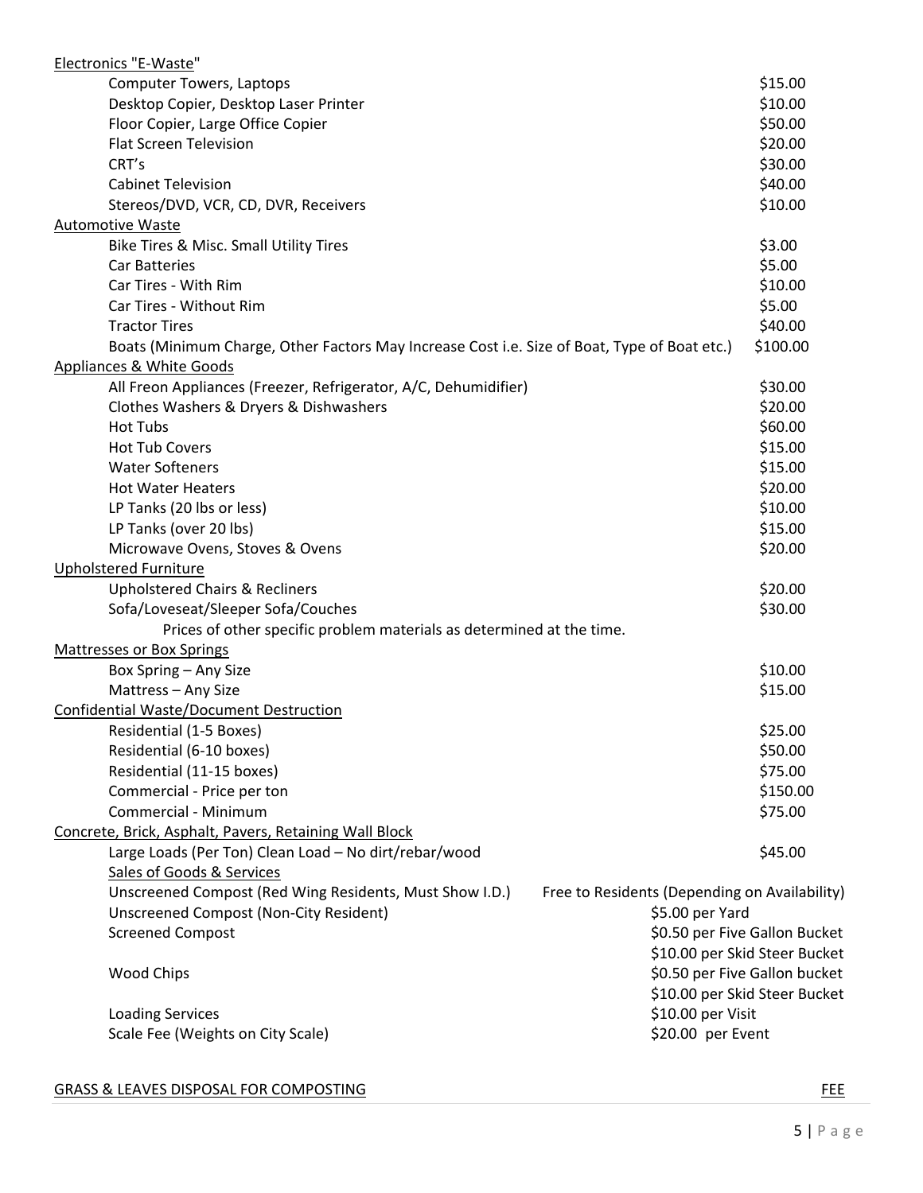| Item | Fee |
|---|---|
| **Electronics "E-Waste"** | |
| Computer Towers, Laptops | \$15.00 |
| Desktop Copier, Desktop Laser Printer | \$10.00 |
| Floor Copier, Large Office Copier | \$50.00 |
| Flat Screen Television | \$20.00 |
| CRT's | \$30.00 |
| Cabinet Television | \$40.00 |
| Stereos/DVD, VCR, CD, DVR, Receivers | \$10.00 |
| **Automotive Waste** | |
| Bike Tires & Misc. Small Utility Tires | \$3.00 |
| Car Batteries | \$5.00 |
| Car Tires - With Rim | \$10.00 |
| Car Tires - Without Rim | \$5.00 |
| Tractor Tires | \$40.00 |
| Boats (Minimum Charge, Other Factors May Increase Cost i.e. Size of Boat, Type of Boat etc.) | \$100.00 |
| **Appliances & White Goods** | |
| All Freon Appliances (Freezer, Refrigerator, A/C, Dehumidifier) | \$30.00 |
| Clothes Washers & Dryers & Dishwashers | \$20.00 |
| Hot Tubs | \$60.00 |
| Hot Tub Covers | \$15.00 |
| Water Softeners | \$15.00 |
| Hot Water Heaters | \$20.00 |
| LP Tanks (20 lbs or less) | \$10.00 |
| LP Tanks (over 20 lbs) | \$15.00 |
| Microwave Ovens, Stoves & Ovens | \$20.00 |
| **Upholstered Furniture** | |
| Upholstered Chairs & Recliners | \$20.00 |
| Sofa/Loveseat/Sleeper Sofa/Couches | \$30.00 |
| Prices of other specific problem materials as determined at the time. | |
| **Mattresses or Box Springs** | |
| Box Spring – Any Size | \$10.00 |
| Mattress – Any Size | \$15.00 |
| **Confidential Waste/Document Destruction** | |
| Residential (1-5 Boxes) | \$25.00 |
| Residential (6-10 boxes) | \$50.00 |
| Residential (11-15 boxes) | \$75.00 |
| Commercial - Price per ton | \$150.00 |
| Commercial - Minimum | \$75.00 |
| **Concrete, Brick, Asphalt, Pavers, Retaining Wall Block** | |
| Large Loads (Per Ton) Clean Load – No dirt/rebar/wood | \$45.00 |
| **Sales of Goods & Services** | |
| Unscreened Compost (Red Wing Residents, Must Show I.D.) | Free to Residents (Depending on Availability) |
| Unscreened Compost (Non-City Resident) | \$5.00 per Yard |
| Screened Compost | \$0.50 per Five Gallon Bucket<br>\$10.00 per Skid Steer Bucket |
| Wood Chips | \$0.50 per Five Gallon bucket<br>\$10.00 per Skid Steer Bucket |
| Loading Services | \$10.00 per Visit |
| Scale Fee (Weights on City Scale) | \$20.00 per Event |

| GRASS & LEAVES DISPOSAL FOR COMPOSTING | FEE |
|---|---|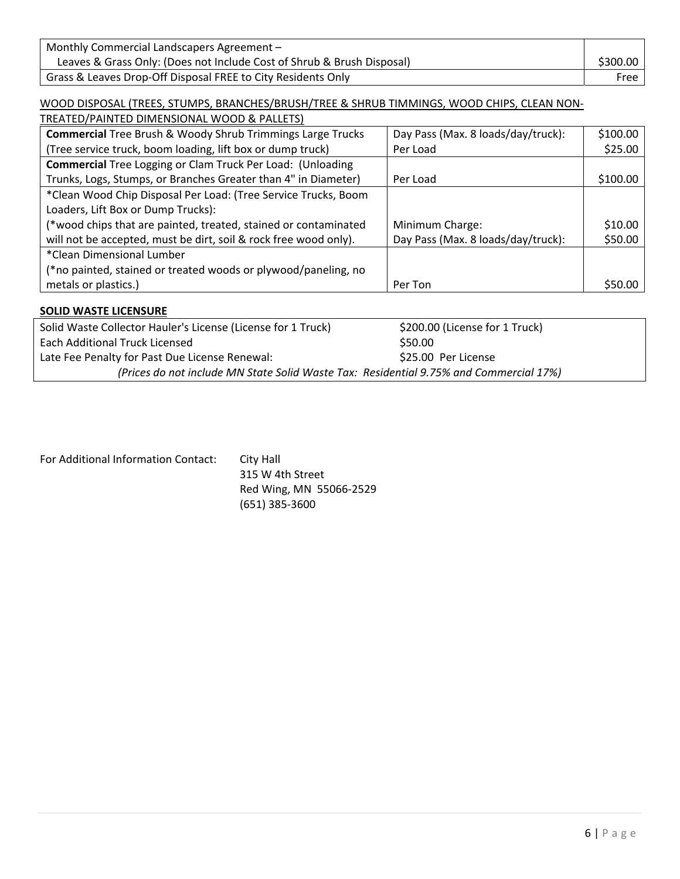| | |
|---|---|
| Monthly Commercial Landscapers Agreement – Leaves & Grass Only: (Does not Include Cost of Shrub & Brush Disposal) | $300.00 |
| Grass & Leaves Drop-Off Disposal FREE to City Residents Only | Free |

WOOD DISPOSAL (TREES, STUMPS, BRANCHES/BRUSH/TREE & SHRUB TIMMINGS, WOOD CHIPS, CLEAN NON-TREATED/PAINTED DIMENSIONAL WOOD & PALLETS)

| | | |
|---|---|---|
| **Commercial** Tree Brush & Woody Shrub Trimmings Large Trucks (Tree service truck, boom loading, lift box or dump truck) | Day Pass (Max. 8 loads/day/truck):<br>Per Load | $100.00<br>$25.00 |
| **Commercial** Tree Logging or Clam Truck Per Load: (Unloading Trunks, Logs, Stumps, or Branches Greater than 4" in Diameter) | Per Load | $100.00 |
| *Clean Wood Chip Disposal Per Load: (Tree Service Trucks, Boom Loaders, Lift Box or Dump Trucks): (*wood chips that are painted, treated, stained or contaminated will not be accepted, must be dirt, soil & rock free wood only). | Minimum Charge:<br>Day Pass (Max. 8 loads/day/truck): | $10.00<br>$50.00 |
| *Clean Dimensional Lumber (*no painted, stained or treated woods or plywood/paneling, no metals or plastics.) | Per Ton | $50.00 |

**SOLID WASTE LICENSURE**

| | |
|---|---|
| Solid Waste Collector Hauler's License (License for 1 Truck) | $200.00 (License for 1 Truck) |
| Each Additional Truck Licensed | $50.00 |
| Late Fee Penalty for Past Due License Renewal: | $25.00 Per License |

*(Prices do not include MN State Solid Waste Tax: Residential 9.75% and Commercial 17%)*

For Additional Information Contact: City Hall
315 W 4th Street
Red Wing, MN 55066-2529
(651) 385-3600